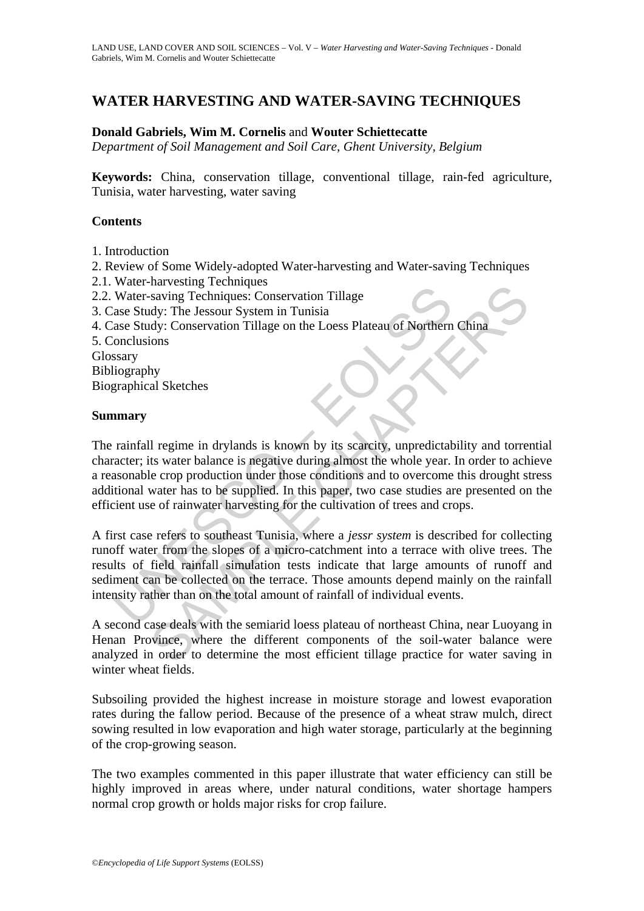# WATER HARVESTING AND WATER-SAVING TECHNIQUES

**Donald Gabriels, Wim M. Cornelis** and **Wouter Schiettecatte**
*Department of Soil Management and Soil Care, Ghent University, Belgium*

**Keywords:** China, conservation tillage, conventional tillage, rain-fed agriculture, Tunisia, water harvesting, water saving

## Contents

1. Introduction
2. Review of Some Widely-adopted Water-harvesting and Water-saving Techniques
2.1. Water-harvesting Techniques
2.2. Water-saving Techniques: Conservation Tillage
3. Case Study: The Jessour System in Tunisia
4. Case Study: Conservation Tillage on the Loess Plateau of Northern China
5. Conclusions
Glossary
Bibliography
Biographical Sketches

## Summary

The rainfall regime in drylands is known by its scarcity, unpredictability and torrential character; its water balance is negative during almost the whole year. In order to achieve a reasonable crop production under those conditions and to overcome this drought stress additional water has to be supplied. In this paper, two case studies are presented on the efficient use of rainwater harvesting for the cultivation of trees and crops.

A first case refers to southeast Tunisia, where a *jessr system* is described for collecting runoff water from the slopes of a micro-catchment into a terrace with olive trees. The results of field rainfall simulation tests indicate that large amounts of runoff and sediment can be collected on the terrace. Those amounts depend mainly on the rainfall intensity rather than on the total amount of rainfall of individual events.

A second case deals with the semiarid loess plateau of northeast China, near Luoyang in Henan Province, where the different components of the soil-water balance were analyzed in order to determine the most efficient tillage practice for water saving in winter wheat fields.

Subsoiling provided the highest increase in moisture storage and lowest evaporation rates during the fallow period. Because of the presence of a wheat straw mulch, direct sowing resulted in low evaporation and high water storage, particularly at the beginning of the crop-growing season.

The two examples commented in this paper illustrate that water efficiency can still be highly improved in areas where, under natural conditions, water shortage hampers normal crop growth or holds major risks for crop failure.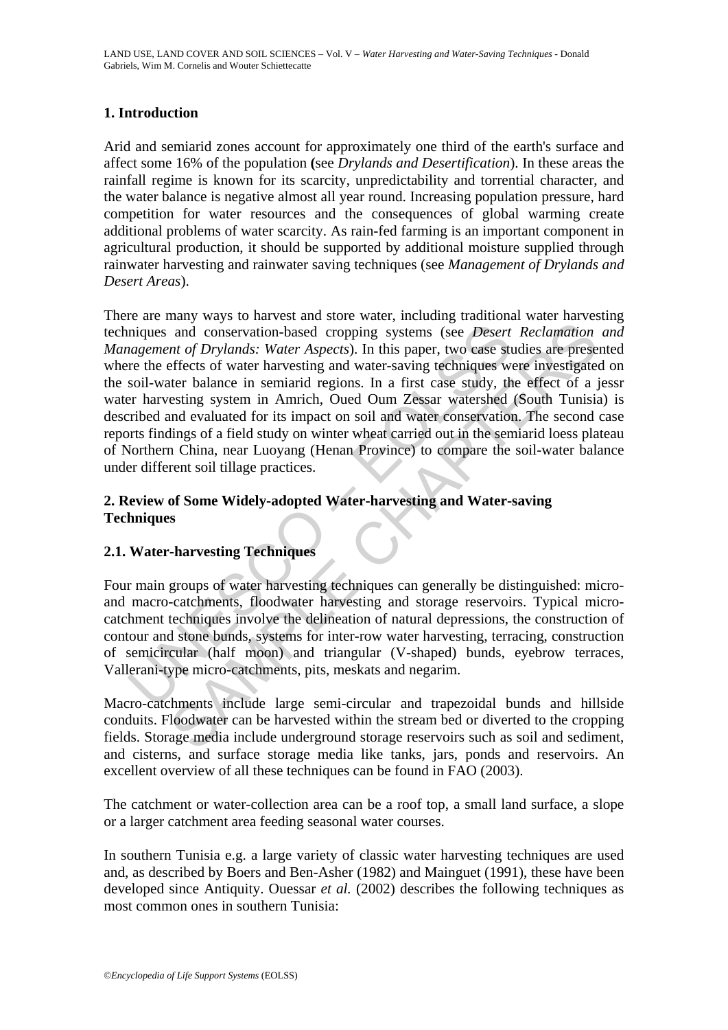## 1. Introduction

Arid and semiarid zones account for approximately one third of the earth's surface and affect some 16% of the population (see *Drylands and Desertification*). In these areas the rainfall regime is known for its scarcity, unpredictability and torrential character, and the water balance is negative almost all year round. Increasing population pressure, hard competition for water resources and the consequences of global warming create additional problems of water scarcity. As rain-fed farming is an important component in agricultural production, it should be supported by additional moisture supplied through rainwater harvesting and rainwater saving techniques (see *Management of Drylands and Desert Areas*).

There are many ways to harvest and store water, including traditional water harvesting techniques and conservation-based cropping systems (see *Desert Reclamation and Management of Drylands: Water Aspects*). In this paper, two case studies are presented where the effects of water harvesting and water-saving techniques were investigated on the soil-water balance in semiarid regions. In a first case study, the effect of a jessr water harvesting system in Amrich, Oued Oum Zessar watershed (South Tunisia) is described and evaluated for its impact on soil and water conservation. The second case reports findings of a field study on winter wheat carried out in the semiarid loess plateau of Northern China, near Luoyang (Henan Province) to compare the soil-water balance under different soil tillage practices.

## 2. Review of Some Widely-adopted Water-harvesting and Water-saving Techniques

### 2.1. Water-harvesting Techniques

Four main groups of water harvesting techniques can generally be distinguished: micro- and macro-catchments, floodwater harvesting and storage reservoirs. Typical micro-catchment techniques involve the delineation of natural depressions, the construction of contour and stone bunds, systems for inter-row water harvesting, terracing, construction of semicircular (half moon) and triangular (V-shaped) bunds, eyebrow terraces, Vallerani-type micro-catchments, pits, meskats and negarim.

Macro-catchments include large semi-circular and trapezoidal bunds and hillside conduits. Floodwater can be harvested within the stream bed or diverted to the cropping fields. Storage media include underground storage reservoirs such as soil and sediment, and cisterns, and surface storage media like tanks, jars, ponds and reservoirs. An excellent overview of all these techniques can be found in FAO (2003).

The catchment or water-collection area can be a roof top, a small land surface, a slope or a larger catchment area feeding seasonal water courses.

In southern Tunisia e.g. a large variety of classic water harvesting techniques are used and, as described by Boers and Ben-Asher (1982) and Mainguet (1991), these have been developed since Antiquity. Ouessar *et al.* (2002) describes the following techniques as most common ones in southern Tunisia: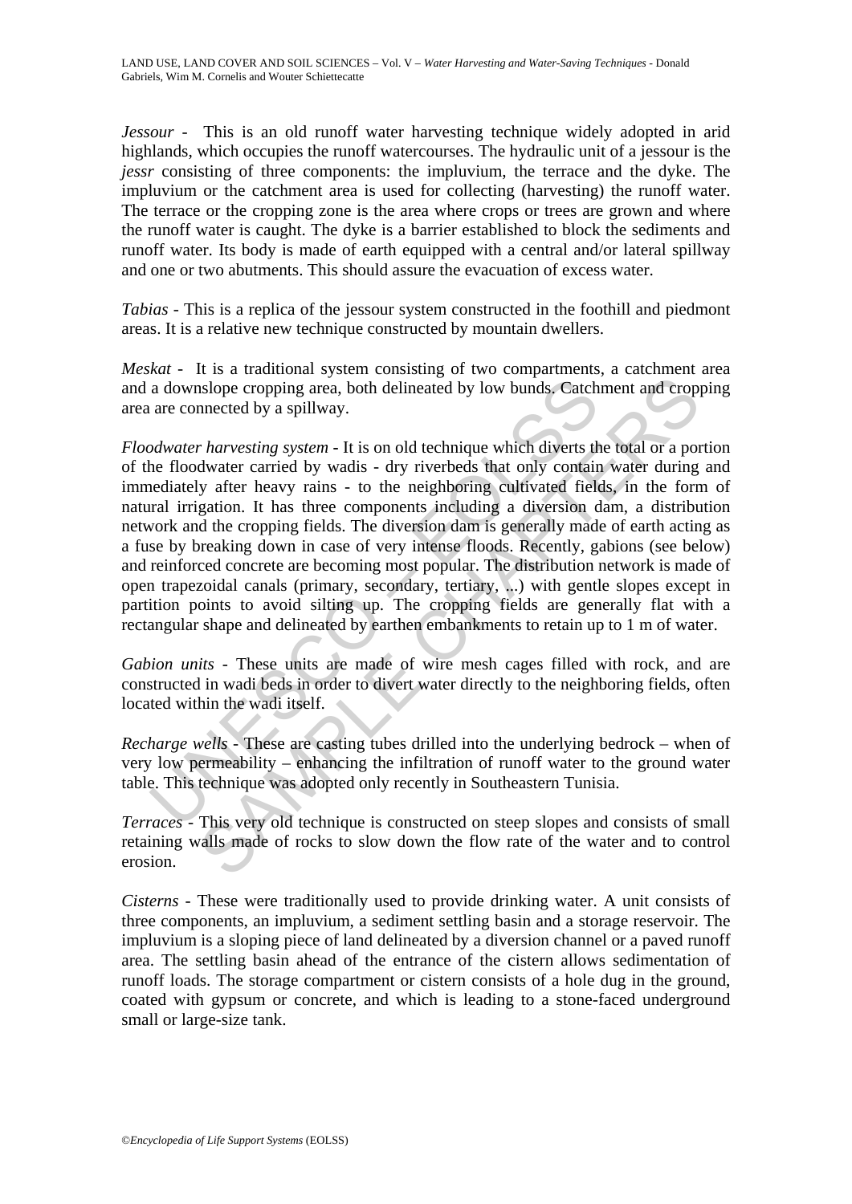*Jessour* - This is an old runoff water harvesting technique widely adopted in arid highlands, which occupies the runoff watercourses. The hydraulic unit of a jessour is the *jessr* consisting of three components: the impluvium, the terrace and the dyke. The impluvium or the catchment area is used for collecting (harvesting) the runoff water. The terrace or the cropping zone is the area where crops or trees are grown and where the runoff water is caught. The dyke is a barrier established to block the sediments and runoff water. Its body is made of earth equipped with a central and/or lateral spillway and one or two abutments. This should assure the evacuation of excess water.

*Tabias* - This is a replica of the jessour system constructed in the foothill and piedmont areas. It is a relative new technique constructed by mountain dwellers.

*Meskat* - It is a traditional system consisting of two compartments, a catchment area and a downslope cropping area, both delineated by low bunds. Catchment and cropping area are connected by a spillway.

*Floodwater harvesting system* - It is on old technique which diverts the total or a portion of the floodwater carried by wadis - dry riverbeds that only contain water during and immediately after heavy rains - to the neighboring cultivated fields, in the form of natural irrigation. It has three components including a diversion dam, a distribution network and the cropping fields. The diversion dam is generally made of earth acting as a fuse by breaking down in case of very intense floods. Recently, gabions (see below) and reinforced concrete are becoming most popular. The distribution network is made of open trapezoidal canals (primary, secondary, tertiary, ...) with gentle slopes except in partition points to avoid silting up. The cropping fields are generally flat with a rectangular shape and delineated by earthen embankments to retain up to 1 m of water.

*Gabion units* - These units are made of wire mesh cages filled with rock, and are constructed in wadi beds in order to divert water directly to the neighboring fields, often located within the wadi itself.

*Recharge wells* - These are casting tubes drilled into the underlying bedrock – when of very low permeability – enhancing the infiltration of runoff water to the ground water table. This technique was adopted only recently in Southeastern Tunisia.

*Terraces* - This very old technique is constructed on steep slopes and consists of small retaining walls made of rocks to slow down the flow rate of the water and to control erosion.

*Cisterns* - These were traditionally used to provide drinking water. A unit consists of three components, an impluvium, a sediment settling basin and a storage reservoir. The impluvium is a sloping piece of land delineated by a diversion channel or a paved runoff area. The settling basin ahead of the entrance of the cistern allows sedimentation of runoff loads. The storage compartment or cistern consists of a hole dug in the ground, coated with gypsum or concrete, and which is leading to a stone-faced underground small or large-size tank.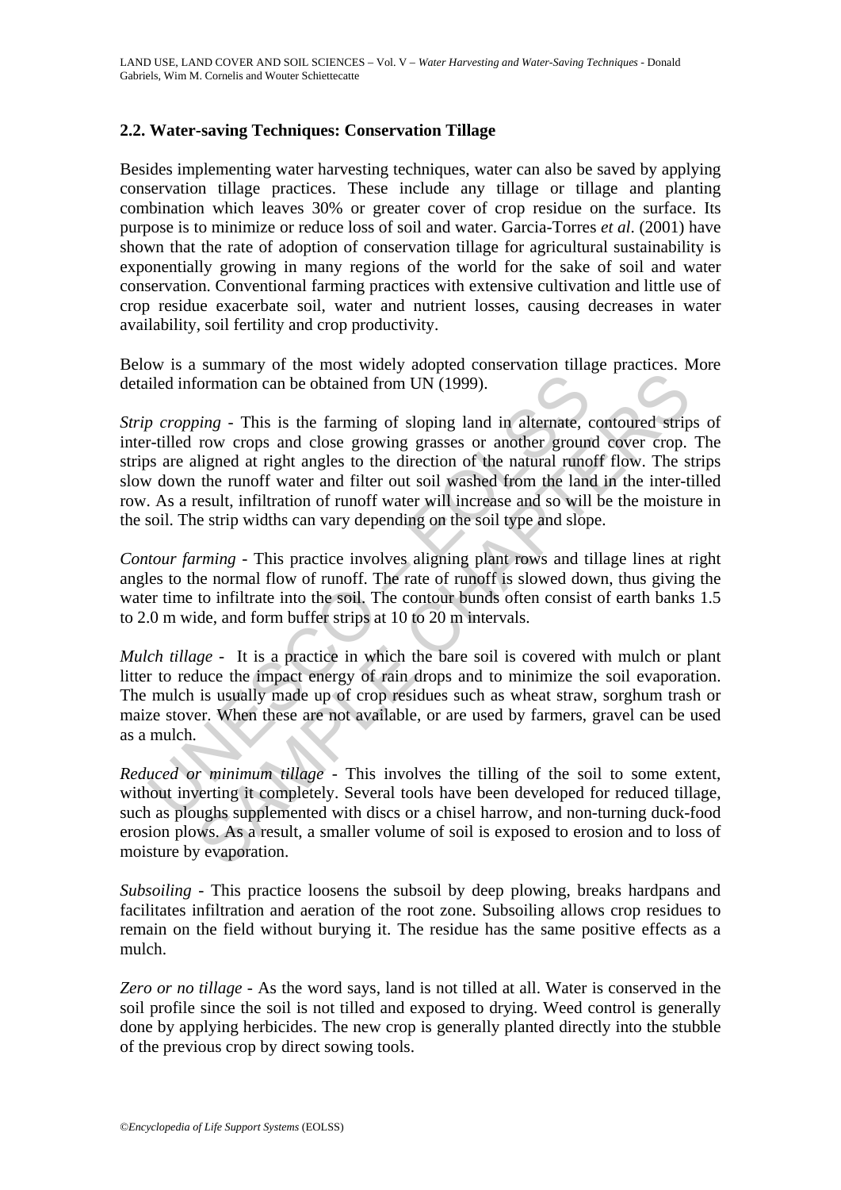### 2.2. Water-saving Techniques: Conservation Tillage

Besides implementing water harvesting techniques, water can also be saved by applying conservation tillage practices. These include any tillage or tillage and planting combination which leaves 30% or greater cover of crop residue on the surface. Its purpose is to minimize or reduce loss of soil and water. Garcia-Torres *et al*. (2001) have shown that the rate of adoption of conservation tillage for agricultural sustainability is exponentially growing in many regions of the world for the sake of soil and water conservation. Conventional farming practices with extensive cultivation and little use of crop residue exacerbate soil, water and nutrient losses, causing decreases in water availability, soil fertility and crop productivity.

Below is a summary of the most widely adopted conservation tillage practices. More detailed information can be obtained from UN (1999).

*Strip cropping* - This is the farming of sloping land in alternate, contoured strips of inter-tilled row crops and close growing grasses or another ground cover crop. The strips are aligned at right angles to the direction of the natural runoff flow. The strips slow down the runoff water and filter out soil washed from the land in the inter-tilled row. As a result, infiltration of runoff water will increase and so will be the moisture in the soil. The strip widths can vary depending on the soil type and slope.

*Contour farming* - This practice involves aligning plant rows and tillage lines at right angles to the normal flow of runoff. The rate of runoff is slowed down, thus giving the water time to infiltrate into the soil. The contour bunds often consist of earth banks 1.5 to 2.0 m wide, and form buffer strips at 10 to 20 m intervals.

*Mulch tillage* - It is a practice in which the bare soil is covered with mulch or plant litter to reduce the impact energy of rain drops and to minimize the soil evaporation. The mulch is usually made up of crop residues such as wheat straw, sorghum trash or maize stover. When these are not available, or are used by farmers, gravel can be used as a mulch.

*Reduced or minimum tillage* - This involves the tilling of the soil to some extent, without inverting it completely. Several tools have been developed for reduced tillage, such as ploughs supplemented with discs or a chisel harrow, and non-turning duck-food erosion plows. As a result, a smaller volume of soil is exposed to erosion and to loss of moisture by evaporation.

*Subsoiling* - This practice loosens the subsoil by deep plowing, breaks hardpans and facilitates infiltration and aeration of the root zone. Subsoiling allows crop residues to remain on the field without burying it. The residue has the same positive effects as a mulch.

*Zero or no tillage* - As the word says, land is not tilled at all. Water is conserved in the soil profile since the soil is not tilled and exposed to drying. Weed control is generally done by applying herbicides. The new crop is generally planted directly into the stubble of the previous crop by direct sowing tools.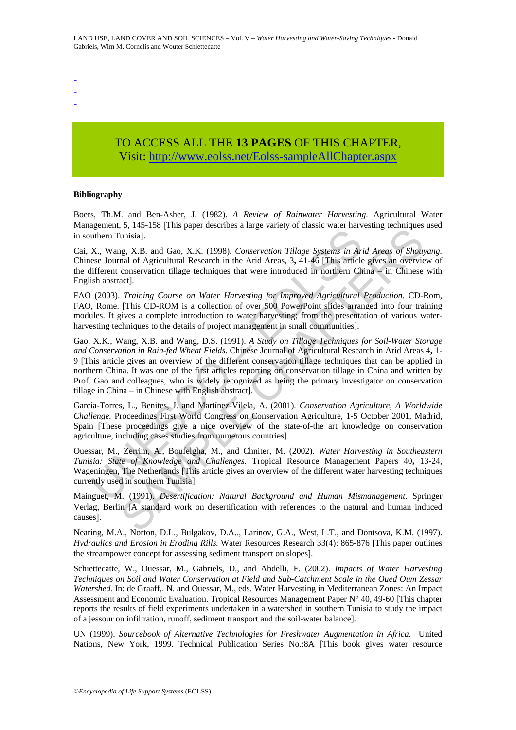-
-
-

TO ACCESS ALL THE **13 PAGES** OF THIS CHAPTER,
Visit: http://www.eolss.net/Eolss-sampleAllChapter.aspx

**Bibliography**

Boers, Th.M. and Ben-Asher, J. (1982). *A Review of Rainwater Harvesting.* Agricultural Water Management, 5, 145-158 [This paper describes a large variety of classic water harvesting techniques used in southern Tunisia].

Cai, X., Wang, X.B. and Gao, X.K. (1998). *Conservation Tillage Systems in Arid Areas of Shouyang.* Chinese Journal of Agricultural Research in the Arid Areas, 3**,** 41-46 [This article gives an overview of the different conservation tillage techniques that were introduced in northern China – in Chinese with English abstract].

FAO (2003). *Training Course on Water Harvesting for Improved Agricultural Production.* CD-Rom, FAO, Rome. [This CD-ROM is a collection of over 500 PowerPoint slides arranged into four training modules. It gives a complete introduction to water harvesting; from the presentation of various water-harvesting techniques to the details of project management in small communities].

Gao, X.K., Wang, X.B. and Wang, D.S. (1991). *A Study on Tillage Techniques for Soil-Water Storage and Conservation in Rain-fed Wheat Fields.* Chinese Journal of Agricultural Research in Arid Areas 4**,** 1-9 [This article gives an overview of the different conservation tillage techniques that can be applied in northern China. It was one of the first articles reporting on conservation tillage in China and written by Prof. Gao and colleagues, who is widely recognized as being the primary investigator on conservation tillage in China – in Chinese with English abstract].

García-Torres, L., Benites, J. and Martínez-Vilela, A. (2001). *Conservation Agriculture, A Worldwide Challenge.* Proceedings First World Congress on Conservation Agriculture, 1-5 October 2001, Madrid, Spain [These proceedings give a nice overview of the state-of-the art knowledge on conservation agriculture, including cases studies from numerous countries].

Ouessar, M., Zerrim, A., Boufelgha, M., and Chniter, M. (2002). *Water Harvesting in Southeastern Tunisia: State of Knowledge and Challenges.* Tropical Resource Management Papers 40**,** 13-24, Wageningen, The Netherlands [This article gives an overview of the different water harvesting techniques currently used in southern Tunisia].

Mainguet, M. (1991). *Desertification: Natural Background and Human Mismanagement.* Springer Verlag, Berlin [A standard work on desertification with references to the natural and human induced causes].

Nearing, M.A., Norton, D.L., Bulgakov, D.A.., Larinov, G.A., West, L.T., and Dontsova, K.M. (1997). *Hydraulics and Erosion in Eroding Rills.* Water Resources Research 33(4): 865-876 [This paper outlines the streampower concept for assessing sediment transport on slopes].

Schiettecatte, W., Ouessar, M., Gabriels, D., and Abdelli, F. (2002). *Impacts of Water Harvesting Techniques on Soil and Water Conservation at Field and Sub-Catchment Scale in the Oued Oum Zessar Watershed.* In: de Graaff,. N. and Ouessar, M., eds. Water Harvesting in Mediterranean Zones: An Impact Assessment and Economic Evaluation. Tropical Resources Management Paper N° 40, 49-60 [This chapter reports the results of field experiments undertaken in a watershed in southern Tunisia to study the impact of a jessour on infiltration, runoff, sediment transport and the soil-water balance].

UN (1999). *Sourcebook of Alternative Technologies for Freshwater Augmentation in Africa.* United Nations, New York, 1999. Technical Publication Series No.:8A [This book gives water resource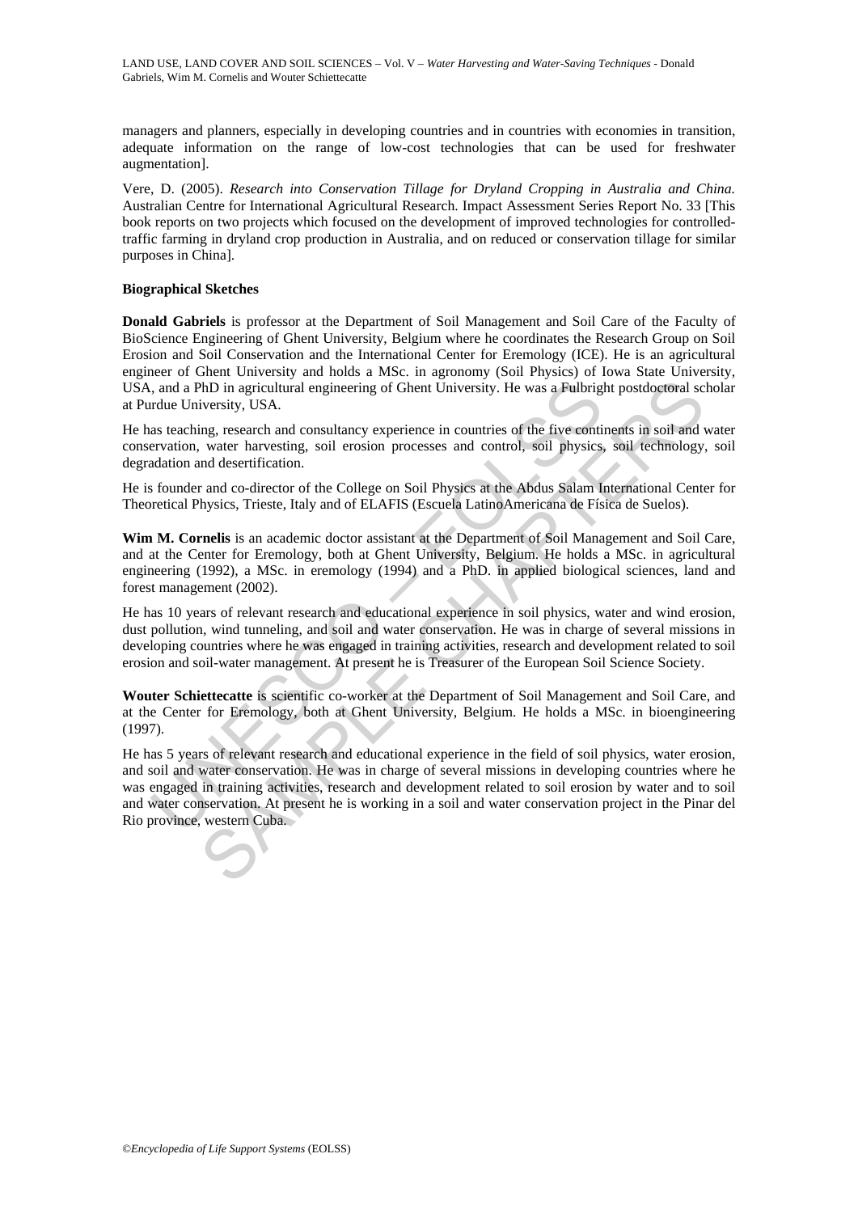managers and planners, especially in developing countries and in countries with economies in transition, adequate information on the range of low-cost technologies that can be used for freshwater augmentation].

Vere, D. (2005). *Research into Conservation Tillage for Dryland Cropping in Australia and China.* Australian Centre for International Agricultural Research. Impact Assessment Series Report No. 33 [This book reports on two projects which focused on the development of improved technologies for controlled-traffic farming in dryland crop production in Australia, and on reduced or conservation tillage for similar purposes in China].

**Biographical Sketches**

**Donald Gabriels** is professor at the Department of Soil Management and Soil Care of the Faculty of BioScience Engineering of Ghent University, Belgium where he coordinates the Research Group on Soil Erosion and Soil Conservation and the International Center for Eremology (ICE). He is an agricultural engineer of Ghent University and holds a MSc. in agronomy (Soil Physics) of Iowa State University, USA, and a PhD in agricultural engineering of Ghent University. He was a Fulbright postdoctoral scholar at Purdue University, USA.

He has teaching, research and consultancy experience in countries of the five continents in soil and water conservation, water harvesting, soil erosion processes and control, soil physics, soil technology, soil degradation and desertification.

He is founder and co-director of the College on Soil Physics at the Abdus Salam International Center for Theoretical Physics, Trieste, Italy and of ELAFIS (Escuela LatinoAmericana de Física de Suelos).

**Wim M. Cornelis** is an academic doctor assistant at the Department of Soil Management and Soil Care, and at the Center for Eremology, both at Ghent University, Belgium. He holds a MSc. in agricultural engineering (1992), a MSc. in eremology (1994) and a PhD. in applied biological sciences, land and forest management (2002).

He has 10 years of relevant research and educational experience in soil physics, water and wind erosion, dust pollution, wind tunneling, and soil and water conservation. He was in charge of several missions in developing countries where he was engaged in training activities, research and development related to soil erosion and soil-water management. At present he is Treasurer of the European Soil Science Society.

**Wouter Schiettecatte** is scientific co-worker at the Department of Soil Management and Soil Care, and at the Center for Eremology, both at Ghent University, Belgium. He holds a MSc. in bioengineering (1997).

He has 5 years of relevant research and educational experience in the field of soil physics, water erosion, and soil and water conservation. He was in charge of several missions in developing countries where he was engaged in training activities, research and development related to soil erosion by water and to soil and water conservation. At present he is working in a soil and water conservation project in the Pinar del Rio province, western Cuba.